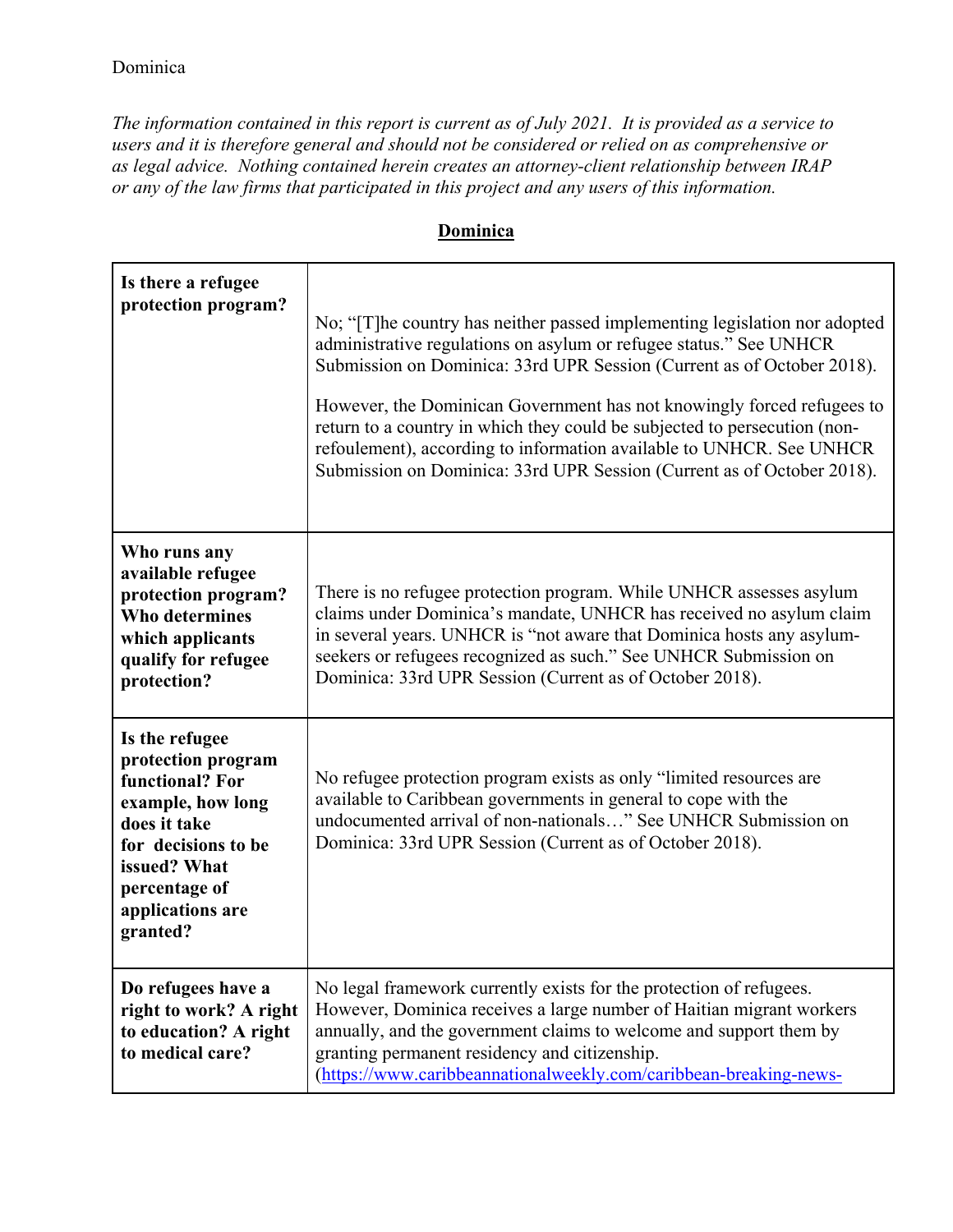Dominica

*The information contained in this report is current as of July 2021. It is provided as a service to users and it is therefore general and should not be considered or relied on as comprehensive or as legal advice. Nothing contained herein creates an attorney-client relationship between IRAP or any of the law firms that participated in this project and any users of this information.*

# **Dominica**

| **Is there a refugee protection program?** | No; "[T]he country has neither passed implementing legislation nor adopted administrative regulations on asylum or refugee status." See UNHCR Submission on Dominica: 33rd UPR Session (Current as of October 2018).<br><br>However, the Dominican Government has not knowingly forced refugees to return to a country in which they could be subjected to persecution (non-refoulement), according to information available to UNHCR. See UNHCR Submission on Dominica: 33rd UPR Session (Current as of October 2018). |
|---|---|
| **Who runs any available refugee protection program? Who determines which applicants qualify for refugee protection?** | There is no refugee protection program. While UNHCR assesses asylum claims under Dominica's mandate, UNHCR has received no asylum claim in several years. UNHCR is "not aware that Dominica hosts any asylum-seekers or refugees recognized as such." See UNHCR Submission on Dominica: 33rd UPR Session (Current as of October 2018). |
| **Is the refugee protection program functional? For example, how long does it take for decisions to be issued? What percentage of applications are granted?** | No refugee protection program exists as only "limited resources are available to Caribbean governments in general to cope with the undocumented arrival of non-nationals…" See UNHCR Submission on Dominica: 33rd UPR Session (Current as of October 2018). |
| **Do refugees have a right to work? A right to education? A right to medical care?** | No legal framework currently exists for the protection of refugees. However, Dominica receives a large number of Haitian migrant workers annually, and the government claims to welcome and support them by granting permanent residency and citizenship. (https://www.caribbeannationalweekly.com/caribbean-breaking-news- |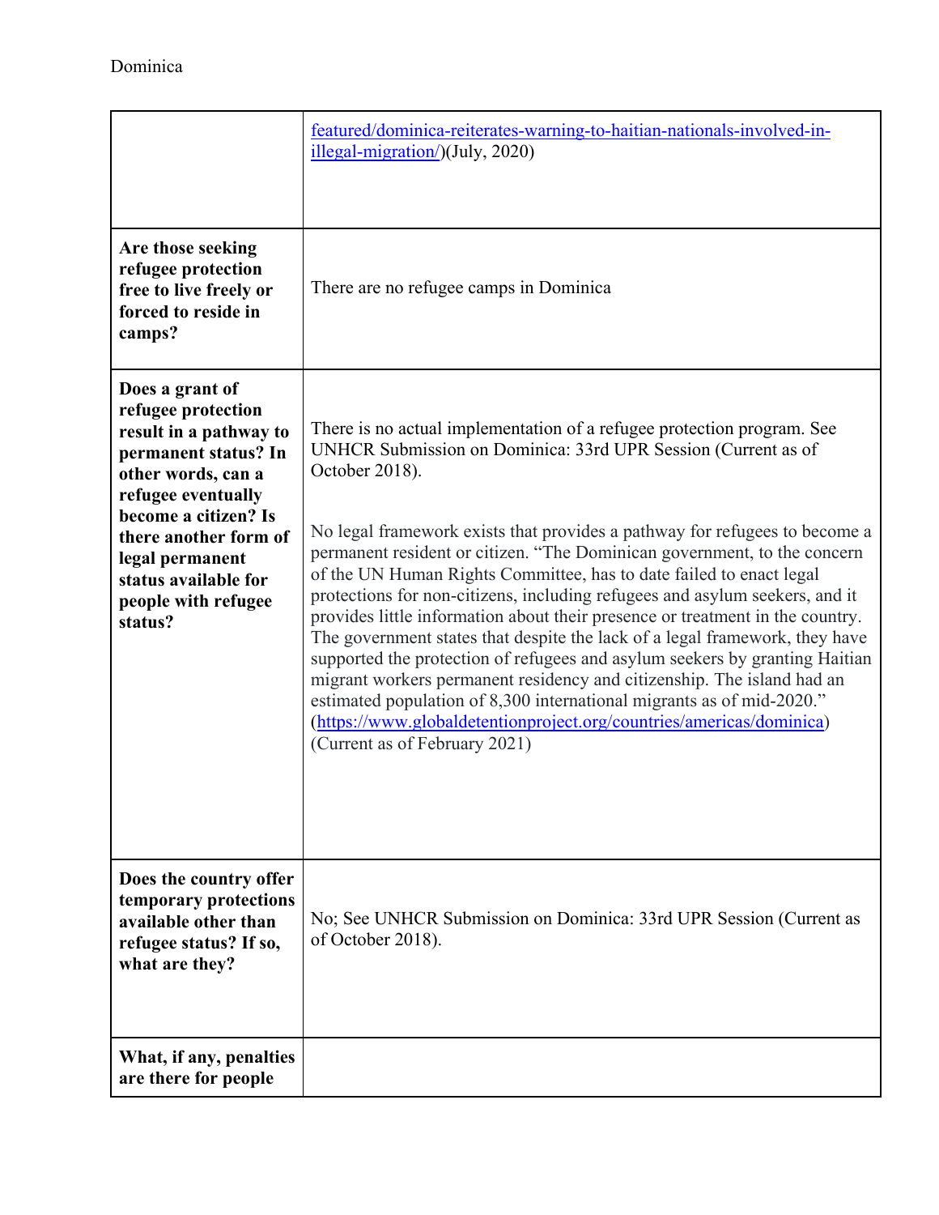| | |
|---|---|
| | featured/dominica-reiterates-warning-to-haitian-nationals-involved-in-illegal-migration/)(July, 2020) |
| **Are those seeking refugee protection free to live freely or forced to reside in camps?** | There are no refugee camps in Dominica |
| **Does a grant of refugee protection result in a pathway to permanent status? In other words, can a refugee eventually become a citizen? Is there another form of legal permanent status available for people with refugee status?** | There is no actual implementation of a refugee protection program. See UNHCR Submission on Dominica: 33rd UPR Session (Current as of October 2018).<br><br>No legal framework exists that provides a pathway for refugees to become a permanent resident or citizen. "The Dominican government, to the concern of the UN Human Rights Committee, has to date failed to enact legal protections for non-citizens, including refugees and asylum seekers, and it provides little information about their presence or treatment in the country. The government states that despite the lack of a legal framework, they have supported the protection of refugees and asylum seekers by granting Haitian migrant workers permanent residency and citizenship. The island had an estimated population of 8,300 international migrants as of mid-2020." (https://www.globaldetentionproject.org/countries/americas/dominica) (Current as of February 2021) |
| **Does the country offer temporary protections available other than refugee status? If so, what are they?** | No; See UNHCR Submission on Dominica: 33rd UPR Session (Current as of October 2018). |
| **What, if any, penalties are there for people** | |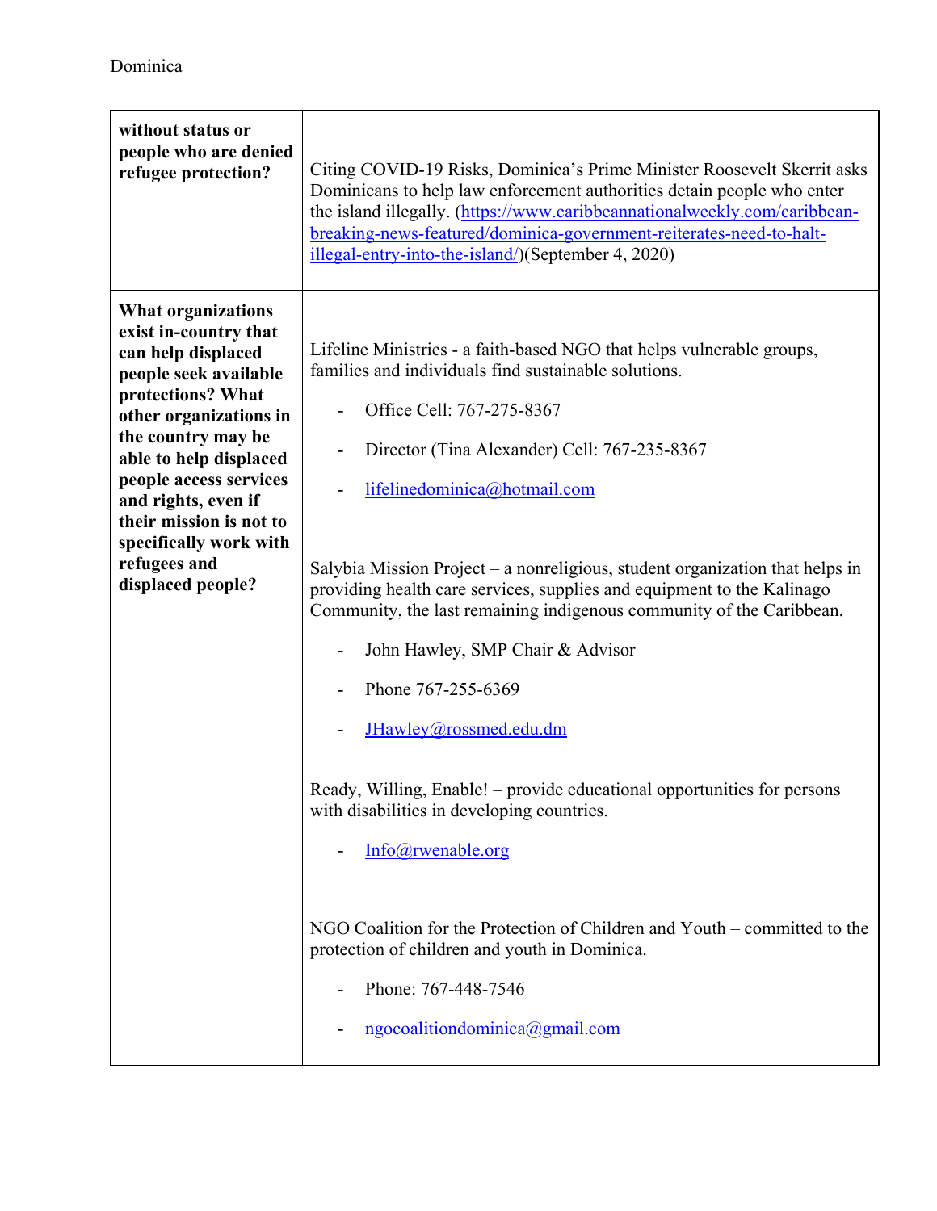| without status or people who are denied refugee protection? | Citing COVID-19 Risks, Dominica's Prime Minister Roosevelt Skerrit asks Dominicans to help law enforcement authorities detain people who enter the island illegally. ([https://www.caribbeannationalweekly.com/caribbean-breaking-news-featured/dominica-government-reiterates-need-to-halt-illegal-entry-into-the-island/](https://www.caribbeannationalweekly.com/caribbean-breaking-news-featured/dominica-government-reiterates-need-to-halt-illegal-entry-into-the-island/))(September 4, 2020) |
|---|---|
| **What organizations exist in-country that can help displaced people seek available protections? What other organizations in the country may be able to help displaced people access services and rights, even if their mission is not to specifically work with refugees and displaced people?** | Lifeline Ministries - a faith-based NGO that helps vulnerable groups, families and individuals find sustainable solutions.<br>- Office Cell: 767-275-8367<br>- Director (Tina Alexander) Cell: 767-235-8367<br>- [lifelinedominica@hotmail.com](mailto:lifelinedominica@hotmail.com)<br><br>Salybia Mission Project – a nonreligious, student organization that helps in providing health care services, supplies and equipment to the Kalinago Community, the last remaining indigenous community of the Caribbean.<br>- John Hawley, SMP Chair & Advisor<br>- Phone 767-255-6369<br>- [JHawley@rossmed.edu.dm](mailto:JHawley@rossmed.edu.dm)<br><br>Ready, Willing, Enable! – provide educational opportunities for persons with disabilities in developing countries.<br>- [Info@rwenable.org](mailto:Info@rwenable.org)<br><br>NGO Coalition for the Protection of Children and Youth – committed to the protection of children and youth in Dominica.<br>- Phone: 767-448-7546<br>- [ngocoalitiondominica@gmail.com](mailto:ngocoalitiondominica@gmail.com) |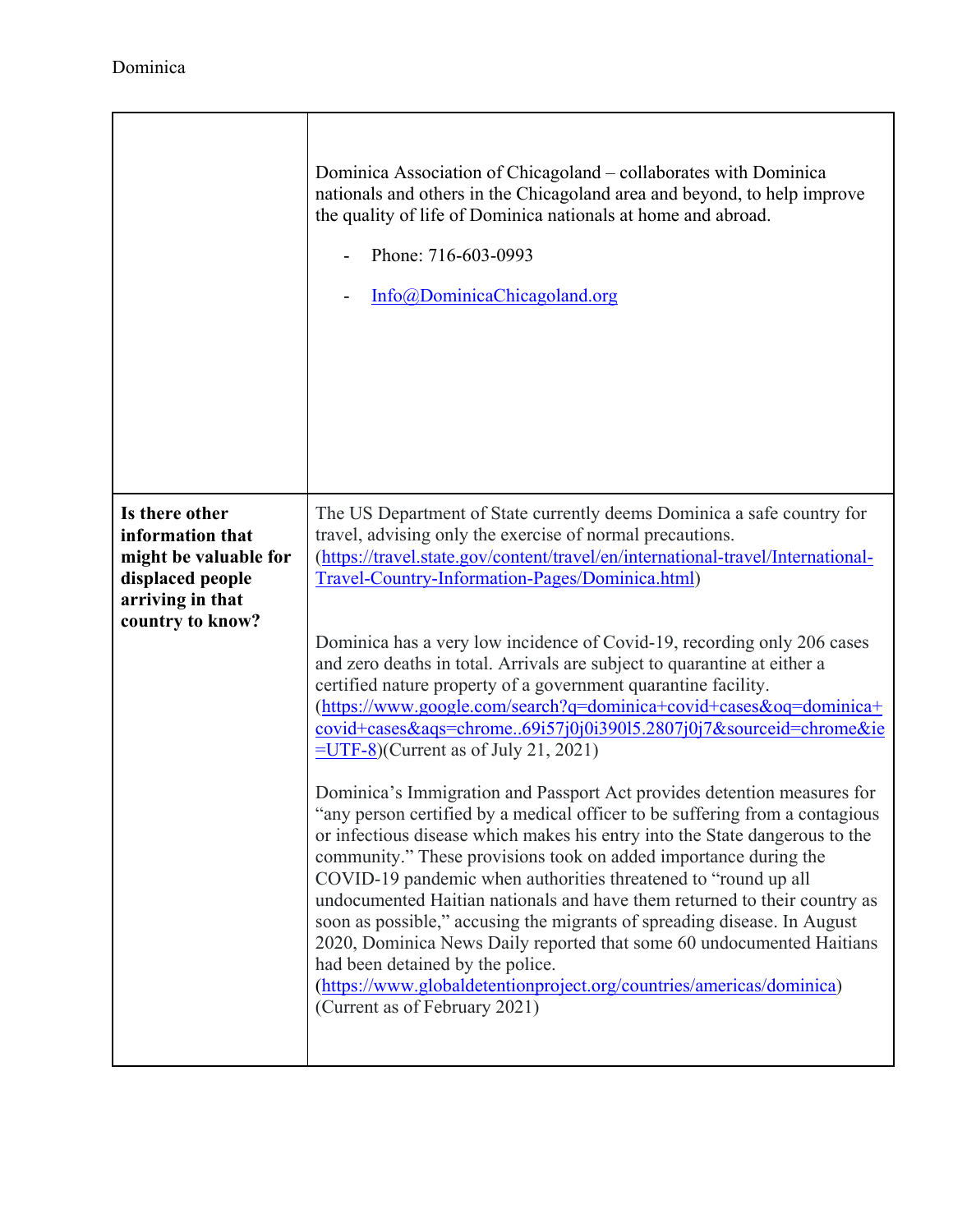| | |
|---|---|
| | Dominica Association of Chicagoland – collaborates with Dominica nationals and others in the Chicagoland area and beyond, to help improve the quality of life of Dominica nationals at home and abroad.<br><br>- Phone: 716-603-0993<br>- Info@DominicaChicagoland.org |
| **Is there other information that might be valuable for displaced people arriving in that country to know?** | The US Department of State currently deems Dominica a safe country for travel, advising only the exercise of normal precautions. (https://travel.state.gov/content/travel/en/international-travel/International-Travel-Country-Information-Pages/Dominica.html)<br><br>Dominica has a very low incidence of Covid-19, recording only 206 cases and zero deaths in total. Arrivals are subject to quarantine at either a certified nature property of a government quarantine facility. (https://www.google.com/search?q=dominica+covid+cases&oq=dominica+covid+cases&aqs=chrome..69i57j0j0i390l5.2807j0j7&sourceid=chrome&ie=UTF-8)(Current as of July 21, 2021)<br><br>Dominica's Immigration and Passport Act provides detention measures for "any person certified by a medical officer to be suffering from a contagious or infectious disease which makes his entry into the State dangerous to the community." These provisions took on added importance during the COVID-19 pandemic when authorities threatened to "round up all undocumented Haitian nationals and have them returned to their country as soon as possible," accusing the migrants of spreading disease. In August 2020, Dominica News Daily reported that some 60 undocumented Haitians had been detained by the police. (https://www.globaldetentionproject.org/countries/americas/dominica) (Current as of February 2021) |